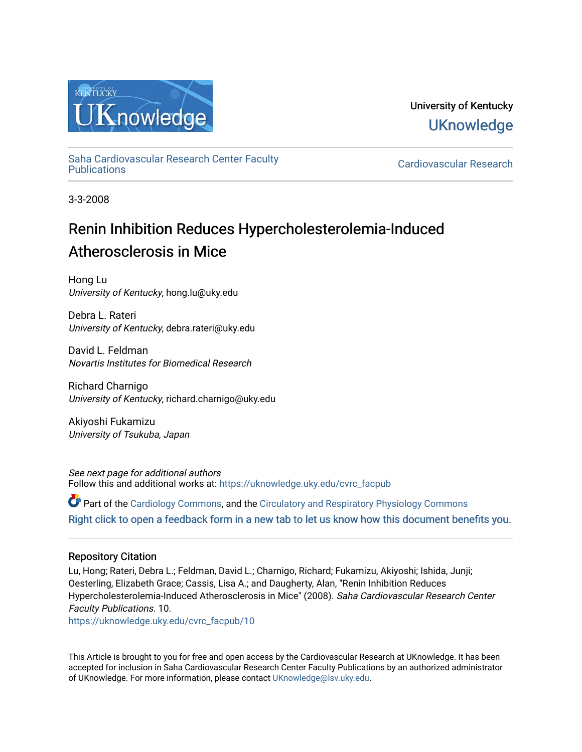University of Kentucky
UKnowledge

Saha Cardiovascular Research Center Faculty Publications

Cardiovascular Research

3-3-2008

# Renin Inhibition Reduces Hypercholesterolemia-Induced Atherosclerosis in Mice

Hong Lu
*University of Kentucky*, hong.lu@uky.edu

Debra L. Rateri
*University of Kentucky*, debra.rateri@uky.edu

David L. Feldman
*Novartis Institutes for Biomedical Research*

Richard Charnigo
*University of Kentucky*, richard.charnigo@uky.edu

Akiyoshi Fukamizu
*University of Tsukuba, Japan*

*See next page for additional authors*
Follow this and additional works at: https://uknowledge.uky.edu/cvrc_facpub

Part of the Cardiology Commons, and the Circulatory and Respiratory Physiology Commons
Right click to open a feedback form in a new tab to let us know how this document benefits you.

## Repository Citation

Lu, Hong; Rateri, Debra L.; Feldman, David L.; Charnigo, Richard; Fukamizu, Akiyoshi; Ishida, Junji; Oesterling, Elizabeth Grace; Cassis, Lisa A.; and Daugherty, Alan, "Renin Inhibition Reduces Hypercholesterolemia-Induced Atherosclerosis in Mice" (2008). *Saha Cardiovascular Research Center Faculty Publications*. 10.
https://uknowledge.uky.edu/cvrc_facpub/10

This Article is brought to you for free and open access by the Cardiovascular Research at UKnowledge. It has been accepted for inclusion in Saha Cardiovascular Research Center Faculty Publications by an authorized administrator of UKnowledge. For more information, please contact UKnowledge@lsv.uky.edu.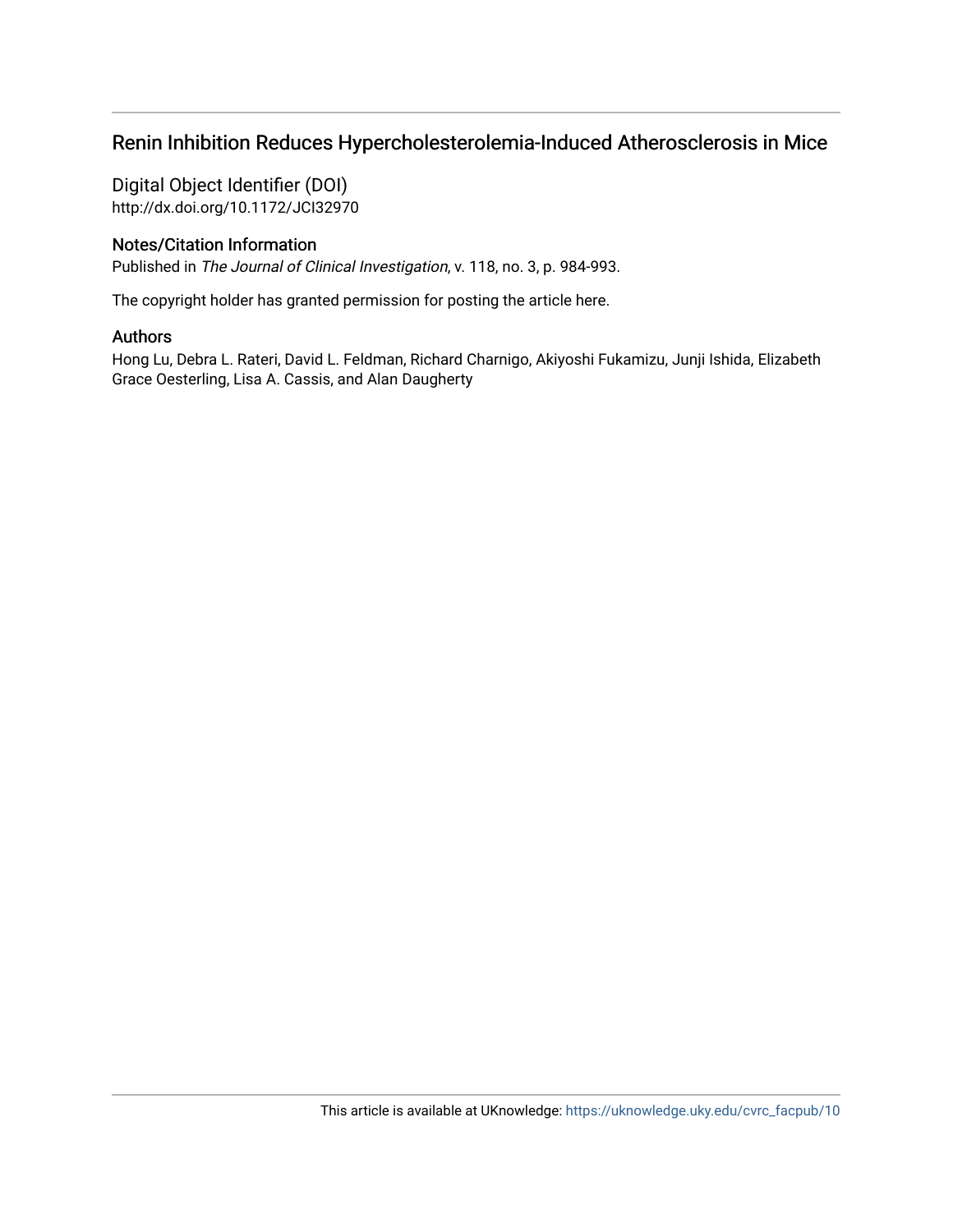# Renin Inhibition Reduces Hypercholesterolemia-Induced Atherosclerosis in Mice

## Digital Object Identifier (DOI)

http://dx.doi.org/10.1172/JCI32970

## Notes/Citation Information

Published in *The Journal of Clinical Investigation*, v. 118, no. 3, p. 984-993.

The copyright holder has granted permission for posting the article here.

## Authors

Hong Lu, Debra L. Rateri, David L. Feldman, Richard Charnigo, Akiyoshi Fukamizu, Junji Ishida, Elizabeth Grace Oesterling, Lisa A. Cassis, and Alan Daugherty

This article is available at UKnowledge: https://uknowledge.uky.edu/cvrc_facpub/10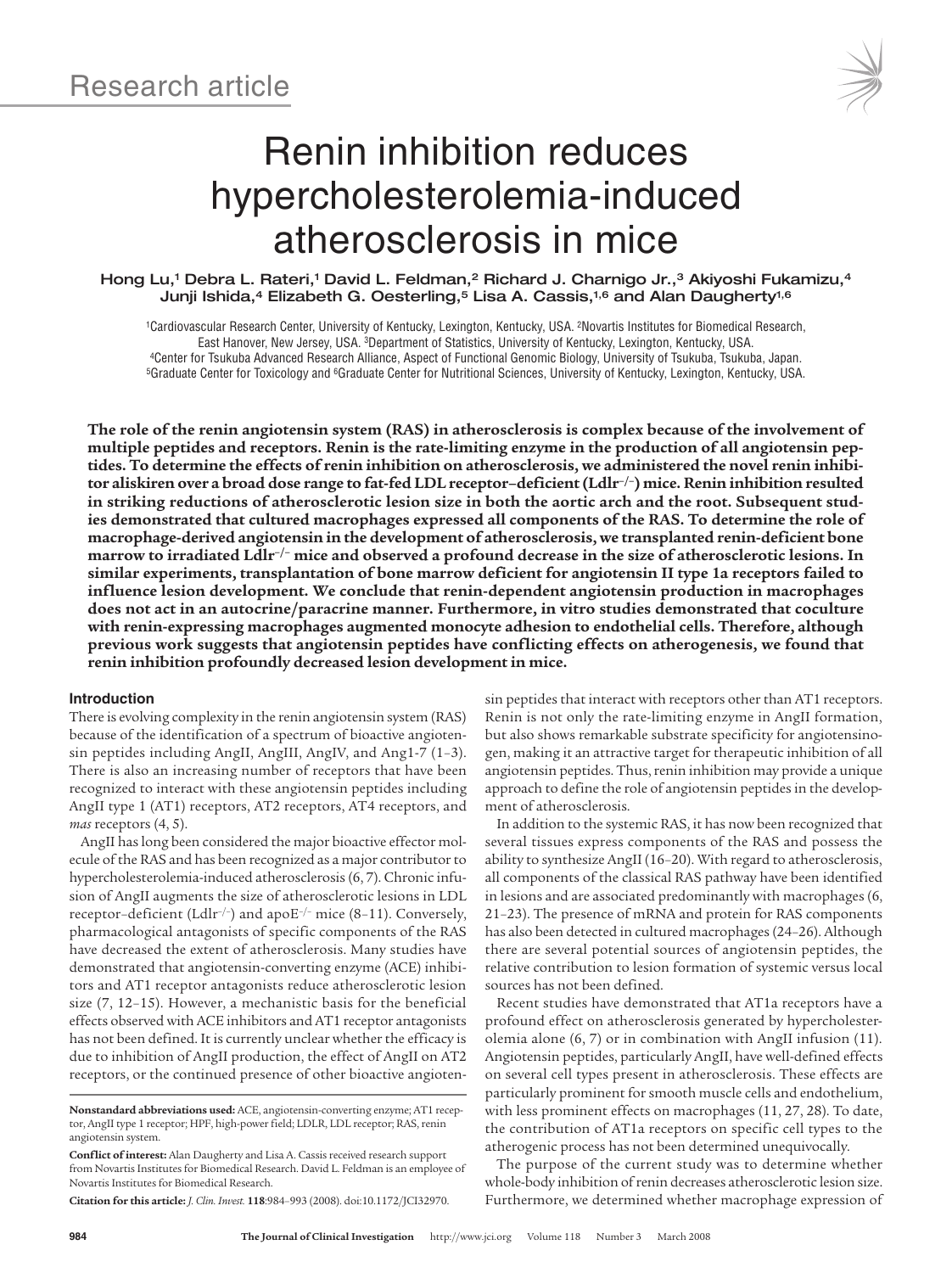Research article

# Renin inhibition reduces hypercholesterolemia-induced atherosclerosis in mice

Hong Lu,[1] Debra L. Rateri,[1] David L. Feldman,[2] Richard J. Charnigo Jr.,[3] Akiyoshi Fukamizu,[4] Junji Ishida,[4] Elizabeth G. Oesterling,[5] Lisa A. Cassis,[1,6] and Alan Daugherty[1,6]

[1]Cardiovascular Research Center, University of Kentucky, Lexington, Kentucky, USA. [2]Novartis Institutes for Biomedical Research, East Hanover, New Jersey, USA. [3]Department of Statistics, University of Kentucky, Lexington, Kentucky, USA. [4]Center for Tsukuba Advanced Research Alliance, Aspect of Functional Genomic Biology, University of Tsukuba, Tsukuba, Japan. [5]Graduate Center for Toxicology and [6]Graduate Center for Nutritional Sciences, University of Kentucky, Lexington, Kentucky, USA.

**The role of the renin angiotensin system (RAS) in atherosclerosis is complex because of the involvement of multiple peptides and receptors. Renin is the rate-limiting enzyme in the production of all angiotensin peptides. To determine the effects of renin inhibition on atherosclerosis, we administered the novel renin inhibitor aliskiren over a broad dose range to fat-fed LDL receptor–deficient (Ldlr$^{-/-}$) mice. Renin inhibition resulted in striking reductions of atherosclerotic lesion size in both the aortic arch and the root. Subsequent studies demonstrated that cultured macrophages expressed all components of the RAS. To determine the role of macrophage-derived angiotensin in the development of atherosclerosis, we transplanted renin-deficient bone marrow to irradiated Ldlr$^{-/-}$ mice and observed a profound decrease in the size of atherosclerotic lesions. In similar experiments, transplantation of bone marrow deficient for angiotensin II type 1a receptors failed to influence lesion development. We conclude that renin-dependent angiotensin production in macrophages does not act in an autocrine/paracrine manner. Furthermore, in vitro studies demonstrated that coculture with renin-expressing macrophages augmented monocyte adhesion to endothelial cells. Therefore, although previous work suggests that angiotensin peptides have conflicting effects on atherogenesis, we found that renin inhibition profoundly decreased lesion development in mice.**

## Introduction

There is evolving complexity in the renin angiotensin system (RAS) because of the identification of a spectrum of bioactive angiotensin peptides including AngII, AngIII, AngIV, and Ang1-7 (1–3). There is also an increasing number of receptors that have been recognized to interact with these angiotensin peptides including AngII type 1 (AT1) receptors, AT2 receptors, AT4 receptors, and *mas* receptors (4, 5).

AngII has long been considered the major bioactive effector molecule of the RAS and has been recognized as a major contributor to hypercholesterolemia-induced atherosclerosis (6, 7). Chronic infusion of AngII augments the size of atherosclerotic lesions in LDL receptor–deficient (Ldlr$^{-/-}$) and apoE$^{-/-}$ mice (8–11). Conversely, pharmacological antagonists of specific components of the RAS have decreased the extent of atherosclerosis. Many studies have demonstrated that angiotensin-converting enzyme (ACE) inhibitors and AT1 receptor antagonists reduce atherosclerotic lesion size (7, 12–15). However, a mechanistic basis for the beneficial effects observed with ACE inhibitors and AT1 receptor antagonists has not been defined. It is currently unclear whether the efficacy is due to inhibition of AngII production, the effect of AngII on AT2 receptors, or the continued presence of other bioactive angiotensin peptides that interact with receptors other than AT1 receptors. Renin is not only the rate-limiting enzyme in AngII formation, but also shows remarkable substrate specificity for angiotensinogen, making it an attractive target for therapeutic inhibition of all angiotensin peptides. Thus, renin inhibition may provide a unique approach to define the role of angiotensin peptides in the development of atherosclerosis.

In addition to the systemic RAS, it has now been recognized that several tissues express components of the RAS and possess the ability to synthesize AngII (16–20). With regard to atherosclerosis, all components of the classical RAS pathway have been identified in lesions and are associated predominantly with macrophages (6, 21–23). The presence of mRNA and protein for RAS components has also been detected in cultured macrophages (24–26). Although there are several potential sources of angiotensin peptides, the relative contribution to lesion formation of systemic versus local sources has not been defined.

Recent studies have demonstrated that AT1a receptors have a profound effect on atherosclerosis generated by hypercholesterolemia alone (6, 7) or in combination with AngII infusion (11). Angiotensin peptides, particularly AngII, have well-defined effects on several cell types present in atherosclerosis. These effects are particularly prominent for smooth muscle cells and endothelium, with less prominent effects on macrophages (11, 27, 28). To date, the contribution of AT1a receptors on specific cell types to the atherogenic process has not been determined unequivocally.

The purpose of the current study was to determine whether whole-body inhibition of renin decreases atherosclerotic lesion size. Furthermore, we determined whether macrophage expression of

**Nonstandard abbreviations used:** ACE, angiotensin-converting enzyme; AT1 receptor, AngII type 1 receptor; HPF, high-power field; LDLR, LDL receptor; RAS, renin angiotensin system.

**Conflict of interest:** Alan Daugherty and Lisa A. Cassis received research support from Novartis Institutes for Biomedical Research. David L. Feldman is an employee of Novartis Institutes for Biomedical Research.

**Citation for this article:** *J. Clin. Invest.* **118**:984–993 (2008). doi:10.1172/JCI32970.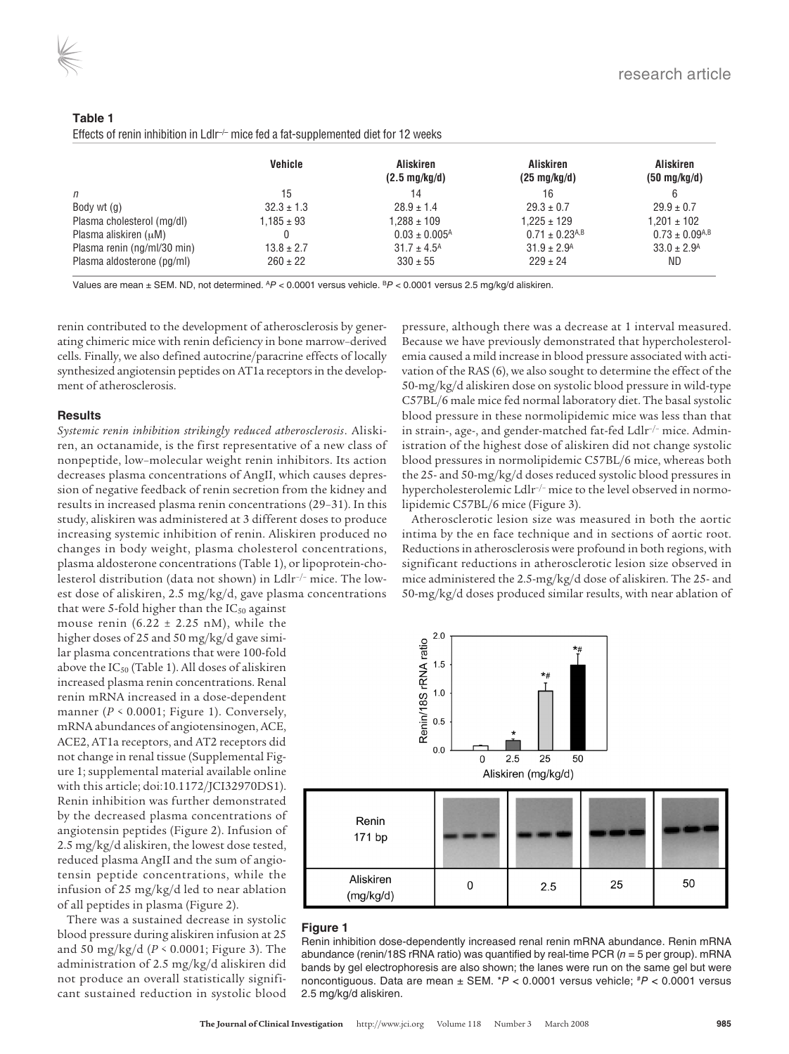**Table 1**

Effects of renin inhibition in $Ldlr^{-/-}$ mice fed a fat-supplemented diet for 12 weeks

| | Vehicle | Aliskiren (2.5 mg/kg/d) | Aliskiren (25 mg/kg/d) | Aliskiren (50 mg/kg/d) |
|---|---|---|---|---|
| *n* | 15 | 14 | 16 | 6 |
| Body wt (g) | 32.3 ± 1.3 | 28.9 ± 1.4 | 29.3 ± 0.7 | 29.9 ± 0.7 |
| Plasma cholesterol (mg/dl) | 1,185 ± 93 | 1,288 ± 109 | 1,225 ± 129 | 1,201 ± 102 |
| Plasma aliskiren (μM) | 0 | 0.03 ± 0.005[A] | 0.71 ± 0.23[A,B] | 0.73 ± 0.09[A,B] |
| Plasma renin (ng/ml/30 min) | 13.8 ± 2.7 | 31.7 ± 4.5[A] | 31.9 ± 2.9[A] | 33.0 ± 2.9[A] |
| Plasma aldosterone (pg/ml) | 260 ± 22 | 330 ± 55 | 229 ± 24 | ND |

Values are mean ± SEM. ND, not determined. [A]$P < 0.0001$ versus vehicle. [B]$P < 0.0001$ versus 2.5 mg/kg/d aliskiren.

renin contributed to the development of atherosclerosis by generating chimeric mice with renin deficiency in bone marrow–derived cells. Finally, we also defined autocrine/paracrine effects of locally synthesized angiotensin peptides on AT1a receptors in the development of atherosclerosis.

## Results

*Systemic renin inhibition strikingly reduced atherosclerosis*. Aliskiren, an octanamide, is the first representative of a new class of nonpeptide, low-molecular weight renin inhibitors. Its action decreases plasma concentrations of AngII, which causes depression of negative feedback of renin secretion from the kidney and results in increased plasma renin concentrations (29–31). In this study, aliskiren was administered at 3 different doses to produce increasing systemic inhibition of renin. Aliskiren produced no changes in body weight, plasma cholesterol concentrations, plasma aldosterone concentrations (Table 1), or lipoprotein-cholesterol distribution (data not shown) in $Ldlr^{-/-}$ mice. The lowest dose of aliskiren, 2.5 mg/kg/d, gave plasma concentrations that were 5-fold higher than the $IC_{50}$ against mouse renin (6.22 ± 2.25 nM), while the higher doses of 25 and 50 mg/kg/d gave similar plasma concentrations that were 100-fold above the $IC_{50}$ (Table 1). All doses of aliskiren increased plasma renin concentrations. Renal renin mRNA increased in a dose-dependent manner ($P < 0.0001$; Figure 1). Conversely, mRNA abundances of angiotensinogen, ACE, ACE2, AT1a receptors, and AT2 receptors did not change in renal tissue (Supplemental Figure 1; supplemental material available online with this article; doi:10.1172/JCI32970DS1). Renin inhibition was further demonstrated by the decreased plasma concentrations of angiotensin peptides (Figure 2). Infusion of 2.5 mg/kg/d aliskiren, the lowest dose tested, reduced plasma AngII and the sum of angiotensin peptide concentrations, while the infusion of 25 mg/kg/d led to near ablation of all peptides in plasma (Figure 2).

There was a sustained decrease in systolic blood pressure during aliskiren infusion at 25 and 50 mg/kg/d ($P < 0.0001$; Figure 3). The administration of 2.5 mg/kg/d aliskiren did not produce an overall statistically significant sustained reduction in systolic blood pressure, although there was a decrease at 1 interval measured. Because we have previously demonstrated that hypercholesterolemia caused a mild increase in blood pressure associated with activation of the RAS (6), we also sought to determine the effect of the 50-mg/kg/d aliskiren dose on systolic blood pressure in wild-type C57BL/6 male mice fed normal laboratory diet. The basal systolic blood pressure in these normolipidemic mice was less than that in strain-, age-, and gender-matched fat-fed $Ldlr^{-/-}$ mice. Administration of the highest dose of aliskiren did not change systolic blood pressures in normolipidemic C57BL/6 mice, whereas both the 25- and 50-mg/kg/d doses reduced systolic blood pressures in hypercholesterolemic $Ldlr^{-/-}$ mice to the level observed in normolipidemic C57BL/6 mice (Figure 3).

Atherosclerotic lesion size was measured in both the aortic intima by the en face technique and in sections of aortic root. Reductions in atherosclerosis were profound in both regions, with significant reductions in atherosclerotic lesion size observed in mice administered the 2.5-mg/kg/d dose of aliskiren. The 25- and 50-mg/kg/d doses produced similar results, with near ablation of

**Figure 1**

Renin inhibition dose-dependently increased renal renin mRNA abundance. Renin mRNA abundance (renin/18S rRNA ratio) was quantified by real-time PCR ($n = 5$ per group). mRNA bands by gel electrophoresis are also shown; the lanes were run on the same gel but were noncontiguous. Data are mean ± SEM. *$P < 0.0001$ versus vehicle; #$P < 0.0001$ versus 2.5 mg/kg/d aliskiren.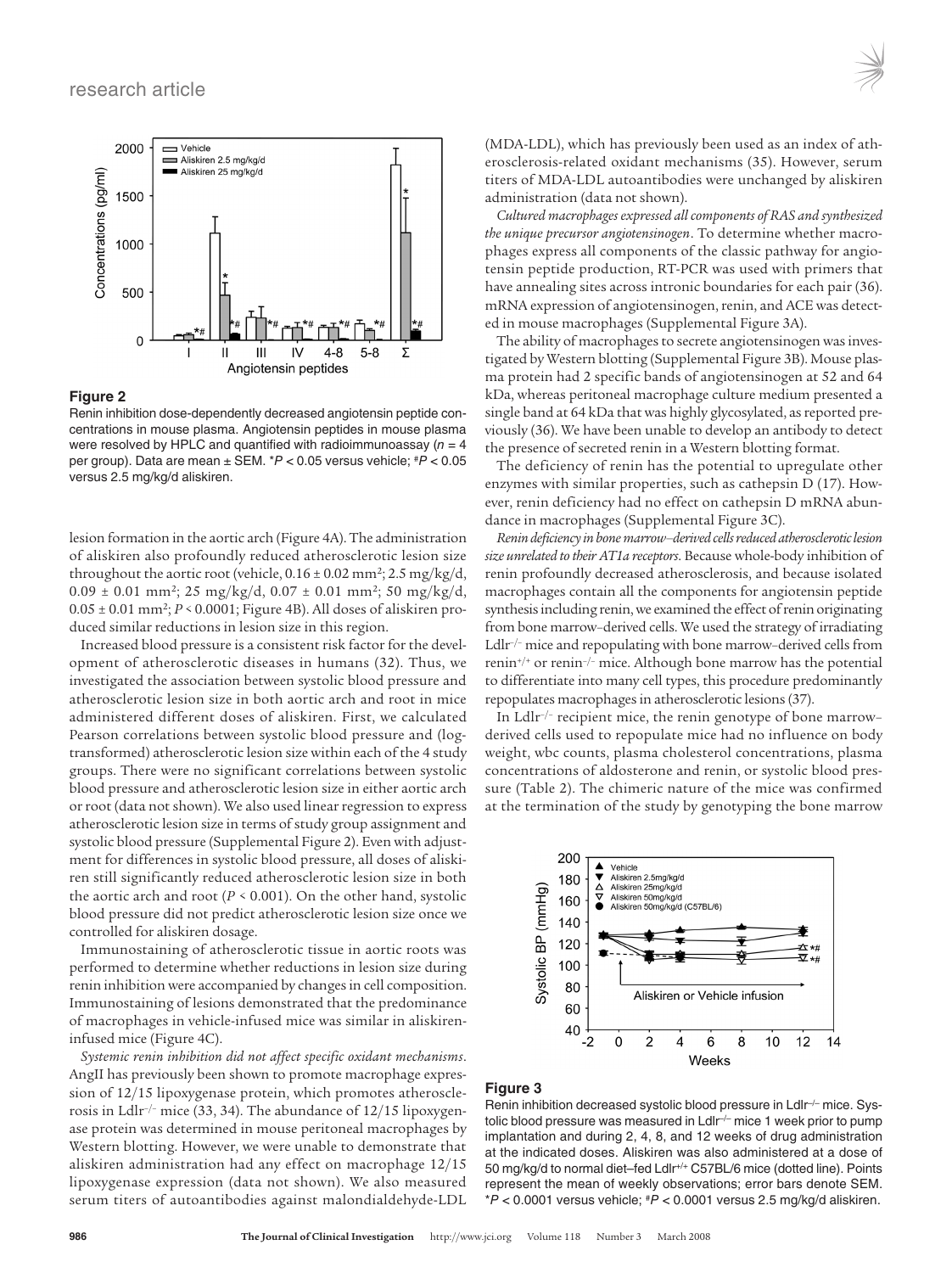**Figure 2**

Renin inhibition dose-dependently decreased angiotensin peptide concentrations in mouse plasma. Angiotensin peptides in mouse plasma were resolved by HPLC and quantified with radioimmunoassay ($n = 4$ per group). Data are mean ± SEM. $^*P < 0.05$ versus vehicle; $^\#P < 0.05$ versus 2.5 mg/kg/d aliskiren.

lesion formation in the aortic arch (Figure 4A). The administration of aliskiren also profoundly reduced atherosclerotic lesion size throughout the aortic root (vehicle, 0.16 ± 0.02 mm²; 2.5 mg/kg/d, 0.09 ± 0.01 mm²; 25 mg/kg/d, 0.07 ± 0.01 mm²; 50 mg/kg/d, 0.05 ± 0.01 mm²; $P < 0.0001$; Figure 4B). All doses of aliskiren produced similar reductions in lesion size in this region.

Increased blood pressure is a consistent risk factor for the development of atherosclerotic diseases in humans (32). Thus, we investigated the association between systolic blood pressure and atherosclerotic lesion size in both aortic arch and root in mice administered different doses of aliskiren. First, we calculated Pearson correlations between systolic blood pressure and (log-transformed) atherosclerotic lesion size within each of the 4 study groups. There were no significant correlations between systolic blood pressure and atherosclerotic lesion size in either aortic arch or root (data not shown). We also used linear regression to express atherosclerotic lesion size in terms of study group assignment and systolic blood pressure (Supplemental Figure 2). Even with adjustment for differences in systolic blood pressure, all doses of aliskiren still significantly reduced atherosclerotic lesion size in both the aortic arch and root ($P < 0.001$). On the other hand, systolic blood pressure did not predict atherosclerotic lesion size once we controlled for aliskiren dosage.

Immunostaining of atherosclerotic tissue in aortic roots was performed to determine whether reductions in lesion size during renin inhibition were accompanied by changes in cell composition. Immunostaining of lesions demonstrated that the predominance of macrophages in vehicle-infused mice was similar in aliskiren-infused mice (Figure 4C).

*Systemic renin inhibition did not affect specific oxidant mechanisms*. AngII has previously been shown to promote macrophage expression of 12/15 lipoxygenase protein, which promotes atherosclerosis in Ldlr$^{-/-}$ mice (33, 34). The abundance of 12/15 lipoxygenase protein was determined in mouse peritoneal macrophages by Western blotting. However, we were unable to demonstrate that aliskiren administration had any effect on macrophage 12/15 lipoxygenase expression (data not shown). We also measured serum titers of autoantibodies against malondialdehyde-LDL (MDA-LDL), which has previously been used as an index of atherosclerosis-related oxidant mechanisms (35). However, serum titers of MDA-LDL autoantibodies were unchanged by aliskiren administration (data not shown).

*Cultured macrophages expressed all components of RAS and synthesized the unique precursor angiotensinogen*. To determine whether macrophages express all components of the classic pathway for angiotensin peptide production, RT-PCR was used with primers that have annealing sites across intronic boundaries for each pair (36). mRNA expression of angiotensinogen, renin, and ACE was detected in mouse macrophages (Supplemental Figure 3A).

The ability of macrophages to secrete angiotensinogen was investigated by Western blotting (Supplemental Figure 3B). Mouse plasma protein had 2 specific bands of angiotensinogen at 52 and 64 kDa, whereas peritoneal macrophage culture medium presented a single band at 64 kDa that was highly glycosylated, as reported previously (36). We have been unable to develop an antibody to detect the presence of secreted renin in a Western blotting format.

The deficiency of renin has the potential to upregulate other enzymes with similar properties, such as cathepsin D (17). However, renin deficiency had no effect on cathepsin D mRNA abundance in macrophages (Supplemental Figure 3C).

*Renin deficiency in bone marrow–derived cells reduced atherosclerotic lesion size unrelated to their AT1a receptors*. Because whole-body inhibition of renin profoundly decreased atherosclerosis, and because isolated macrophages contain all the components for angiotensin peptide synthesis including renin, we examined the effect of renin originating from bone marrow–derived cells. We used the strategy of irradiating Ldlr$^{-/-}$ mice and repopulating with bone marrow–derived cells from renin$^{+/+}$ or renin$^{-/-}$ mice. Although bone marrow has the potential to differentiate into many cell types, this procedure predominantly repopulates macrophages in atherosclerotic lesions (37).

In Ldlr$^{-/-}$ recipient mice, the renin genotype of bone marrow–derived cells used to repopulate mice had no influence on body weight, wbc counts, plasma cholesterol concentrations, plasma concentrations of aldosterone and renin, or systolic blood pressure (Table 2). The chimeric nature of the mice was confirmed at the termination of the study by genotyping the bone marrow

**Figure 3**

Renin inhibition decreased systolic blood pressure in Ldlr$^{-/-}$ mice. Systolic blood pressure was measured in Ldlr$^{-/-}$ mice 1 week prior to pump implantation and during 2, 4, 8, and 12 weeks of drug administration at the indicated doses. Aliskiren was also administered at a dose of 50 mg/kg/d to normal diet–fed Ldlr$^{+/+}$ C57BL/6 mice (dotted line). Points represent the mean of weekly observations; error bars denote SEM. $^*P < 0.0001$ versus vehicle; $^\#P < 0.0001$ versus 2.5 mg/kg/d aliskiren.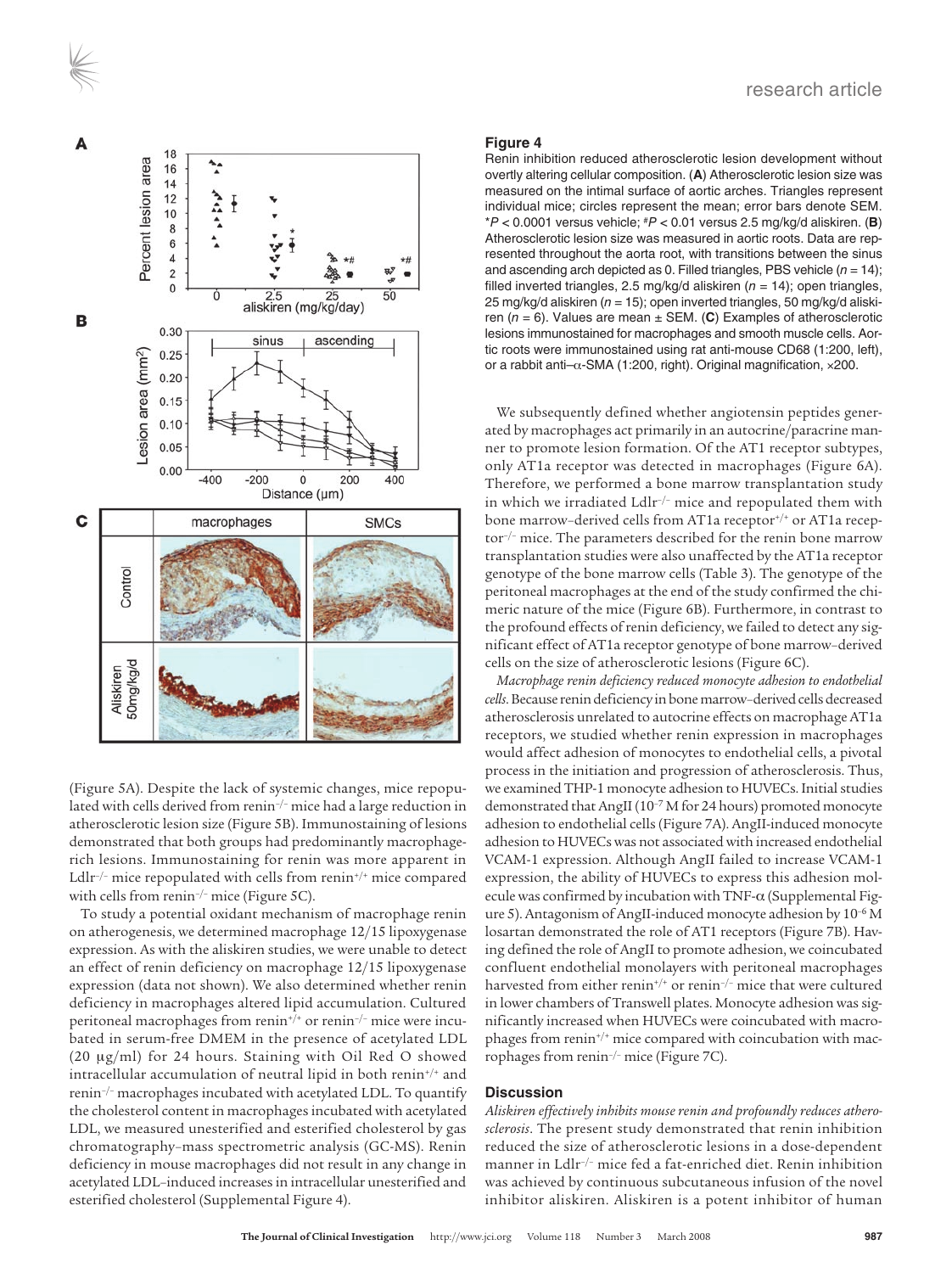**Figure 4**

Renin inhibition reduced atherosclerotic lesion development without overtly altering cellular composition. (**A**) Atherosclerotic lesion size was measured on the intimal surface of aortic arches. Triangles represent individual mice; circles represent the mean; error bars denote SEM. *$P < 0.0001$ versus vehicle; #$P < 0.01$ versus 2.5 mg/kg/d aliskiren. (**B**) Atherosclerotic lesion size was measured in aortic roots. Data are represented throughout the aorta root, with transitions between the sinus and ascending arch depicted as 0. Filled triangles, PBS vehicle ($n = 14$); filled inverted triangles, 2.5 mg/kg/d aliskiren ($n = 14$); open triangles, 25 mg/kg/d aliskiren ($n = 15$); open inverted triangles, 50 mg/kg/d aliskiren ($n = 6$). Values are mean ± SEM. (**C**) Examples of atherosclerotic lesions immunostained for macrophages and smooth muscle cells. Aortic roots were immunostained using rat anti-mouse CD68 (1:200, left), or a rabbit anti–α-SMA (1:200, right). Original magnification, ×200.

(Figure 5A). Despite the lack of systemic changes, mice repopulated with cells derived from renin$^{-/-}$ mice had a large reduction in atherosclerotic lesion size (Figure 5B). Immunostaining of lesions demonstrated that both groups had predominantly macrophage-rich lesions. Immunostaining for renin was more apparent in Ldlr$^{-/-}$ mice repopulated with cells from renin$^{+/+}$ mice compared with cells from renin$^{-/-}$ mice (Figure 5C).

To study a potential oxidant mechanism of macrophage renin on atherogenesis, we determined macrophage 12/15 lipoxygenase expression. As with the aliskiren studies, we were unable to detect an effect of renin deficiency on macrophage 12/15 lipoxygenase expression (data not shown). We also determined whether renin deficiency in macrophages altered lipid accumulation. Cultured peritoneal macrophages from renin$^{+/+}$ or renin$^{-/-}$ mice were incubated in serum-free DMEM in the presence of acetylated LDL (20 μg/ml) for 24 hours. Staining with Oil Red O showed intracellular accumulation of neutral lipid in both renin$^{+/+}$ and renin$^{-/-}$ macrophages incubated with acetylated LDL. To quantify the cholesterol content in macrophages incubated with acetylated LDL, we measured unesterified and esterified cholesterol by gas chromatography–mass spectrometric analysis (GC-MS). Renin deficiency in mouse macrophages did not result in any change in acetylated LDL–induced increases in intracellular unesterified and esterified cholesterol (Supplemental Figure 4).

We subsequently defined whether angiotensin peptides generated by macrophages act primarily in an autocrine/paracrine manner to promote lesion formation. Of the AT1 receptor subtypes, only AT1a receptor was detected in macrophages (Figure 6A). Therefore, we performed a bone marrow transplantation study in which we irradiated Ldlr$^{-/-}$ mice and repopulated them with bone marrow–derived cells from AT1a receptor$^{+/+}$ or AT1a receptor$^{-/-}$ mice. The parameters described for the renin bone marrow transplantation studies were also unaffected by the AT1a receptor genotype of the bone marrow cells (Table 3). The genotype of the peritoneal macrophages at the end of the study confirmed the chimeric nature of the mice (Figure 6B). Furthermore, in contrast to the profound effects of renin deficiency, we failed to detect any significant effect of AT1a receptor genotype of bone marrow–derived cells on the size of atherosclerotic lesions (Figure 6C).

*Macrophage renin deficiency reduced monocyte adhesion to endothelial cells*. Because renin deficiency in bone marrow–derived cells decreased atherosclerosis unrelated to autocrine effects on macrophage AT1a receptors, we studied whether renin expression in macrophages would affect adhesion of monocytes to endothelial cells, a pivotal process in the initiation and progression of atherosclerosis. Thus, we examined THP-1 monocyte adhesion to HUVECs. Initial studies demonstrated that AngII ($10^{-7}$ M for 24 hours) promoted monocyte adhesion to endothelial cells (Figure 7A). AngII-induced monocyte adhesion to HUVECs was not associated with increased endothelial VCAM-1 expression. Although AngII failed to increase VCAM-1 expression, the ability of HUVECs to express this adhesion molecule was confirmed by incubation with TNF-α (Supplemental Figure 5). Antagonism of AngII-induced monocyte adhesion by $10^{-6}$ M losartan demonstrated the role of AT1 receptors (Figure 7B). Having defined the role of AngII to promote adhesion, we coincubated confluent endothelial monolayers with peritoneal macrophages harvested from either renin$^{+/+}$ or renin$^{-/-}$ mice that were cultured in lower chambers of Transwell plates. Monocyte adhesion was significantly increased when HUVECs were coincubated with macrophages from renin$^{+/+}$ mice compared with coincubation with macrophages from renin$^{-/-}$ mice (Figure 7C).

## Discussion

*Aliskiren effectively inhibits mouse renin and profoundly reduces atherosclerosis*. The present study demonstrated that renin inhibition reduced the size of atherosclerotic lesions in a dose-dependent manner in Ldlr$^{-/-}$ mice fed a fat-enriched diet. Renin inhibition was achieved by continuous subcutaneous infusion of the novel inhibitor aliskiren. Aliskiren is a potent inhibitor of human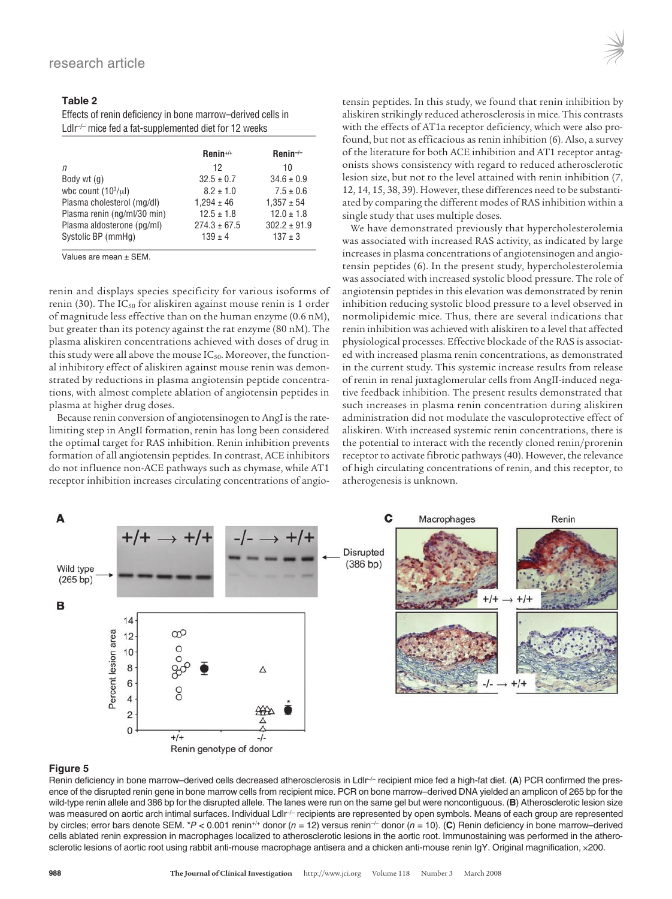**Table 2**

Effects of renin deficiency in bone marrow–derived cells in Ldlr$^{-/-}$ mice fed a fat-supplemented diet for 12 weeks

| | Renin$^{+/+}$ | Renin$^{-/-}$ |
|---|---|---|
| $n$ | 12 | 10 |
| Body wt (g) | 32.5 ± 0.7 | 34.6 ± 0.9 |
| wbc count ($10^3$/μl) | 8.2 ± 1.0 | 7.5 ± 0.6 |
| Plasma cholesterol (mg/dl) | 1,294 ± 46 | 1,357 ± 54 |
| Plasma renin (ng/ml/30 min) | 12.5 ± 1.8 | 12.0 ± 1.8 |
| Plasma aldosterone (pg/ml) | 274.3 ± 67.5 | 302.2 ± 91.9 |
| Systolic BP (mmHg) | 139 ± 4 | 137 ± 3 |

Values are mean ± SEM.

renin and displays species specificity for various isoforms of renin (30). The $IC_{50}$ for aliskiren against mouse renin is 1 order of magnitude less effective than on the human enzyme (0.6 nM), but greater than its potency against the rat enzyme (80 nM). The plasma aliskiren concentrations achieved with doses of drug in this study were all above the mouse $IC_{50}$. Moreover, the functional inhibitory effect of aliskiren against mouse renin was demonstrated by reductions in plasma angiotensin peptide concentrations, with almost complete ablation of angiotensin peptides in plasma at higher drug doses.

Because renin conversion of angiotensinogen to AngI is the rate-limiting step in AngII formation, renin has long been considered the optimal target for RAS inhibition. Renin inhibition prevents formation of all angiotensin peptides. In contrast, ACE inhibitors do not influence non-ACE pathways such as chymase, while AT1 receptor inhibition increases circulating concentrations of angiotensin peptides. In this study, we found that renin inhibition by aliskiren strikingly reduced atherosclerosis in mice. This contrasts with the effects of AT1a receptor deficiency, which were also profound, but not as efficacious as renin inhibition (6). Also, a survey of the literature for both ACE inhibition and AT1 receptor antagonists shows consistency with regard to reduced atherosclerotic lesion size, but not to the level attained with renin inhibition (7, 12, 14, 15, 38, 39). However, these differences need to be substantiated by comparing the different modes of RAS inhibition within a single study that uses multiple doses.

We have demonstrated previously that hypercholesterolemia was associated with increased RAS activity, as indicated by large increases in plasma concentrations of angiotensinogen and angiotensin peptides (6). In the present study, hypercholesterolemia was associated with increased systolic blood pressure. The role of angiotensin peptides in this elevation was demonstrated by renin inhibition reducing systolic blood pressure to a level observed in normolipidemic mice. Thus, there are several indications that renin inhibition was achieved with aliskiren to a level that affected physiological processes. Effective blockade of the RAS is associated with increased plasma renin concentrations, as demonstrated in the current study. This systemic increase results from release of renin in renal juxtaglomerular cells from AngII-induced negative feedback inhibition. The present results demonstrated that such increases in plasma renin concentration during aliskiren administration did not modulate the vasculoprotective effect of aliskiren. With increased systemic renin concentrations, there is the potential to interact with the recently cloned renin/prorenin receptor to activate fibrotic pathways (40). However, the relevance of high circulating concentrations of renin, and this receptor, to atherogenesis is unknown.

**Figure 5**

Renin deficiency in bone marrow–derived cells decreased atherosclerosis in Ldlr$^{-/-}$ recipient mice fed a high-fat diet. (**A**) PCR confirmed the presence of the disrupted renin gene in bone marrow cells from recipient mice. PCR on bone marrow–derived DNA yielded an amplicon of 265 bp for the wild-type renin allele and 386 bp for the disrupted allele. The lanes were run on the same gel but were noncontiguous. (**B**) Atherosclerotic lesion size was measured on aortic arch intimal surfaces. Individual Ldlr$^{-/-}$ recipients are represented by open symbols. Means of each group are represented by circles; error bars denote SEM. *$P$ < 0.001 renin$^{+/+}$ donor ($n$ = 12) versus renin$^{-/-}$ donor ($n$ = 10). (**C**) Renin deficiency in bone marrow–derived cells ablated renin expression in macrophages localized to atherosclerotic lesions in the aortic root. Immunostaining was performed in the atherosclerotic lesions of aortic root using rabbit anti-mouse macrophage antisera and a chicken anti-mouse renin IgY. Original magnification, ×200.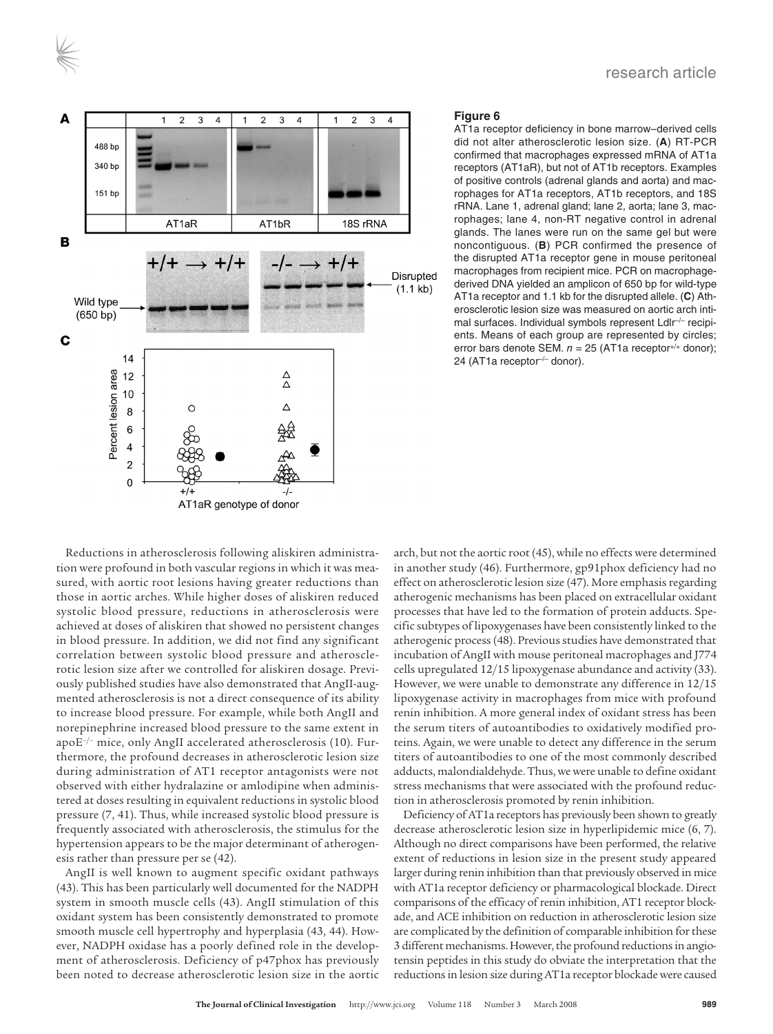**Figure 6**

AT1a receptor deficiency in bone marrow–derived cells did not alter atherosclerotic lesion size. (**A**) RT-PCR confirmed that macrophages expressed mRNA of AT1a receptors (AT1aR), but not of AT1b receptors. Examples of positive controls (adrenal glands and aorta) and macrophages for AT1a receptors, AT1b receptors, and 18S rRNA. Lane 1, adrenal gland; lane 2, aorta; lane 3, macrophages; lane 4, non-RT negative control in adrenal glands. The lanes were run on the same gel but were noncontiguous. (**B**) PCR confirmed the presence of the disrupted AT1a receptor gene in mouse peritoneal macrophages from recipient mice. PCR on macrophage-derived DNA yielded an amplicon of 650 bp for wild-type AT1a receptor and 1.1 kb for the disrupted allele. (**C**) Atherosclerotic lesion size was measured on aortic arch intimal surfaces. Individual symbols represent $Ldlr^{-/-}$ recipients. Means of each group are represented by circles; error bars denote SEM. $n$ = 25 (AT1a receptor$^{+/+}$ donor); 24 (AT1a receptor$^{-/-}$ donor).

Reductions in atherosclerosis following aliskiren administration were profound in both vascular regions in which it was measured, with aortic root lesions having greater reductions than those in aortic arches. While higher doses of aliskiren reduced systolic blood pressure, reductions in atherosclerosis were achieved at doses of aliskiren that showed no persistent changes in blood pressure. In addition, we did not find any significant correlation between systolic blood pressure and atherosclerotic lesion size after we controlled for aliskiren dosage. Previously published studies have also demonstrated that AngII-augmented atherosclerosis is not a direct consequence of its ability to increase blood pressure. For example, while both AngII and norepinephrine increased blood pressure to the same extent in apo$E^{-/-}$ mice, only AngII accelerated atherosclerosis (10). Furthermore, the profound decreases in atherosclerotic lesion size during administration of AT1 receptor antagonists were not observed with either hydralazine or amlodipine when administered at doses resulting in equivalent reductions in systolic blood pressure (7, 41). Thus, while increased systolic blood pressure is frequently associated with atherosclerosis, the stimulus for the hypertension appears to be the major determinant of atherogenesis rather than pressure per se (42).

AngII is well known to augment specific oxidant pathways (43). This has been particularly well documented for the NADPH system in smooth muscle cells (43). AngII stimulation of this oxidant system has been consistently demonstrated to promote smooth muscle cell hypertrophy and hyperplasia (43, 44). However, NADPH oxidase has a poorly defined role in the development of atherosclerosis. Deficiency of p47phox has previously been noted to decrease atherosclerotic lesion size in the aortic arch, but not the aortic root (45), while no effects were determined in another study (46). Furthermore, gp91phox deficiency had no effect on atherosclerotic lesion size (47). More emphasis regarding atherogenic mechanisms has been placed on extracellular oxidant processes that have led to the formation of protein adducts. Specific subtypes of lipoxygenases have been consistently linked to the atherogenic process (48). Previous studies have demonstrated that incubation of AngII with mouse peritoneal macrophages and J774 cells upregulated 12/15 lipoxygenase abundance and activity (33). However, we were unable to demonstrate any difference in 12/15 lipoxygenase activity in macrophages from mice with profound renin inhibition. A more general index of oxidant stress has been the serum titers of autoantibodies to oxidatively modified proteins. Again, we were unable to detect any difference in the serum titers of autoantibodies to one of the most commonly described adducts, malondialdehyde. Thus, we were unable to define oxidant stress mechanisms that were associated with the profound reduction in atherosclerosis promoted by renin inhibition.

Deficiency of AT1a receptors has previously been shown to greatly decrease atherosclerotic lesion size in hyperlipidemic mice (6, 7). Although no direct comparisons have been performed, the relative extent of reductions in lesion size in the present study appeared larger during renin inhibition than that previously observed in mice with AT1a receptor deficiency or pharmacological blockade. Direct comparisons of the efficacy of renin inhibition, AT1 receptor blockade, and ACE inhibition on reduction in atherosclerotic lesion size are complicated by the definition of comparable inhibition for these 3 different mechanisms. However, the profound reductions in angiotensin peptides in this study do obviate the interpretation that the reductions in lesion size during AT1a receptor blockade were caused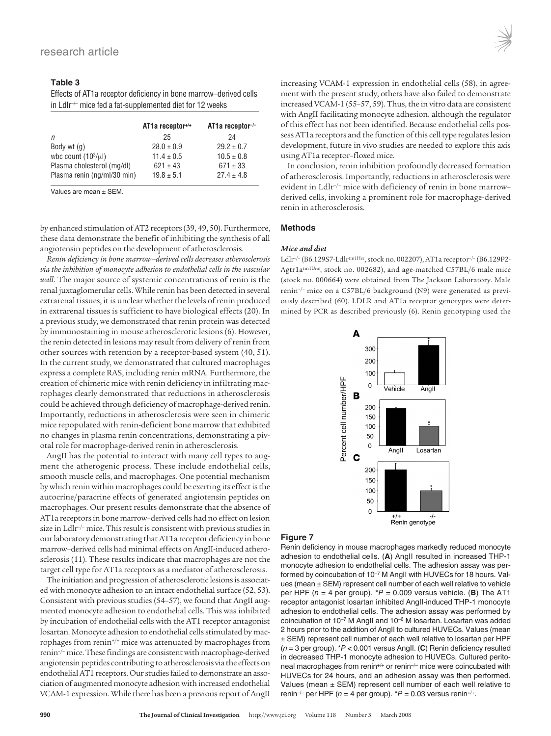**Table 3**

Effects of AT1a receptor deficiency in bone marrow–derived cells in Ldlr$^{-/-}$ mice fed a fat-supplemented diet for 12 weeks

| | AT1a receptor$^{+/+}$ | AT1a receptor$^{-/-}$ |
|---|---|---|
| *n* | 25 | 24 |
| Body wt (g) | 28.0 ± 0.9 | 29.2 ± 0.7 |
| wbc count ($10^3$/μl) | 11.4 ± 0.5 | 10.5 ± 0.8 |
| Plasma cholesterol (mg/dl) | 621 ± 43 | 671 ± 33 |
| Plasma renin (ng/ml/30 min) | 19.8 ± 5.1 | 27.4 ± 4.8 |

Values are mean ± SEM.

by enhanced stimulation of AT2 receptors (39, 49, 50). Furthermore, these data demonstrate the benefit of inhibiting the synthesis of all angiotensin peptides on the development of atherosclerosis.

*Renin deficiency in bone marrow–derived cells decreases atherosclerosis via the inhibition of monocyte adhesion to endothelial cells in the vascular wall*. The major source of systemic concentrations of renin is the renal juxtaglomerular cells. While renin has been detected in several extrarenal tissues, it is unclear whether the levels of renin produced in extrarenal tissues is sufficient to have biological effects (20). In a previous study, we demonstrated that renin protein was detected by immunostaining in mouse atherosclerotic lesions (6). However, the renin detected in lesions may result from delivery of renin from other sources with retention by a receptor-based system (40, 51). In the current study, we demonstrated that cultured macrophages express a complete RAS, including renin mRNA. Furthermore, the creation of chimeric mice with renin deficiency in infiltrating macrophages clearly demonstrated that reductions in atherosclerosis could be achieved through deficiency of macrophage-derived renin. Importantly, reductions in atherosclerosis were seen in chimeric mice repopulated with renin-deficient bone marrow that exhibited no changes in plasma renin concentrations, demonstrating a pivotal role for macrophage-derived renin in atherosclerosis.

AngII has the potential to interact with many cell types to augment the atherogenic process. These include endothelial cells, smooth muscle cells, and macrophages. One potential mechanism by which renin within macrophages could be exerting its effect is the autocrine/paracrine effects of generated angiotensin peptides on macrophages. Our present results demonstrate that the absence of AT1a receptors in bone marrow–derived cells had no effect on lesion size in Ldlr$^{-/-}$ mice. This result is consistent with previous studies in our laboratory demonstrating that AT1a receptor deficiency in bone marrow–derived cells had minimal effects on AngII-induced atherosclerosis (11). These results indicate that macrophages are not the target cell type for AT1a receptors as a mediator of atherosclerosis.

The initiation and progression of atherosclerotic lesions is associated with monocyte adhesion to an intact endothelial surface (52, 53). Consistent with previous studies (54–57), we found that AngII augmented monocyte adhesion to endothelial cells. This was inhibited by incubation of endothelial cells with the AT1 receptor antagonist losartan. Monocyte adhesion to endothelial cells stimulated by macrophages from renin$^{+/+}$ mice was attenuated by macrophages from renin$^{-/-}$ mice. These findings are consistent with macrophage-derived angiotensin peptides contributing to atherosclerosis via the effects on endothelial AT1 receptors. Our studies failed to demonstrate an association of augmented monocyte adhesion with increased endothelial VCAM-1 expression. While there has been a previous report of AngII increasing VCAM-1 expression in endothelial cells (58), in agreement with the present study, others have also failed to demonstrate increased VCAM-1 (55–57, 59). Thus, the in vitro data are consistent with AngII facilitating monocyte adhesion, although the regulator of this effect has not been identified. Because endothelial cells possess AT1a receptors and the function of this cell type regulates lesion development, future in vivo studies are needed to explore this axis using AT1a receptor–floxed mice.

In conclusion, renin inhibition profoundly decreased formation of atherosclerosis. Importantly, reductions in atherosclerosis were evident in Ldlr$^{-/-}$ mice with deficiency of renin in bone marrow–derived cells, invoking a prominent role for macrophage-derived renin in atherosclerosis.

## Methods

### *Mice and diet*

Ldlr$^{-/-}$ (B6.129S7-Ldlr$^{tm1Her}$, stock no. 002207), AT1a receptor$^{-/-}$ (B6.129P2-Agtr1a$^{tm1Unc}$, stock no. 002682), and age-matched C57BL/6 male mice (stock no. 000664) were obtained from The Jackson Laboratory. Male renin$^{-/-}$ mice on a C57BL/6 background (N9) were generated as previously described (60). LDLR and AT1a receptor genotypes were determined by PCR as described previously (6). Renin genotyping used the

**Figure 7**

Renin deficiency in mouse macrophages markedly reduced monocyte adhesion to endothelial cells. (**A**) AngII resulted in increased THP-1 monocyte adhesion to endothelial cells. The adhesion assay was performed by coincubation of $10^{-7}$ M AngII with HUVECs for 18 hours. Values (mean ± SEM) represent cell number of each well relative to vehicle per HPF (*n* = 4 per group). \**P* = 0.009 versus vehicle. (**B**) The AT1 receptor antagonist losartan inhibited AngII-induced THP-1 monocyte adhesion to endothelial cells. The adhesion assay was performed by coincubation of $10^{-7}$ M AngII and $10^{-6}$ M losartan. Losartan was added 2 hours prior to the addition of AngII to cultured HUVECs. Values (mean ± SEM) represent cell number of each well relative to losartan per HPF (*n* = 3 per group). \**P* < 0.001 versus AngII. (**C**) Renin deficiency resulted in decreased THP-1 monocyte adhesion to HUVECs. Cultured peritoneal macrophages from renin$^{+/+}$ or renin$^{-/-}$ mice were coincubated with HUVECs for 24 hours, and an adhesion assay was then performed. Values (mean ± SEM) represent cell number of each well relative to renin$^{-/-}$ per HPF (*n* = 4 per group). \**P* = 0.03 versus renin$^{+/+}$.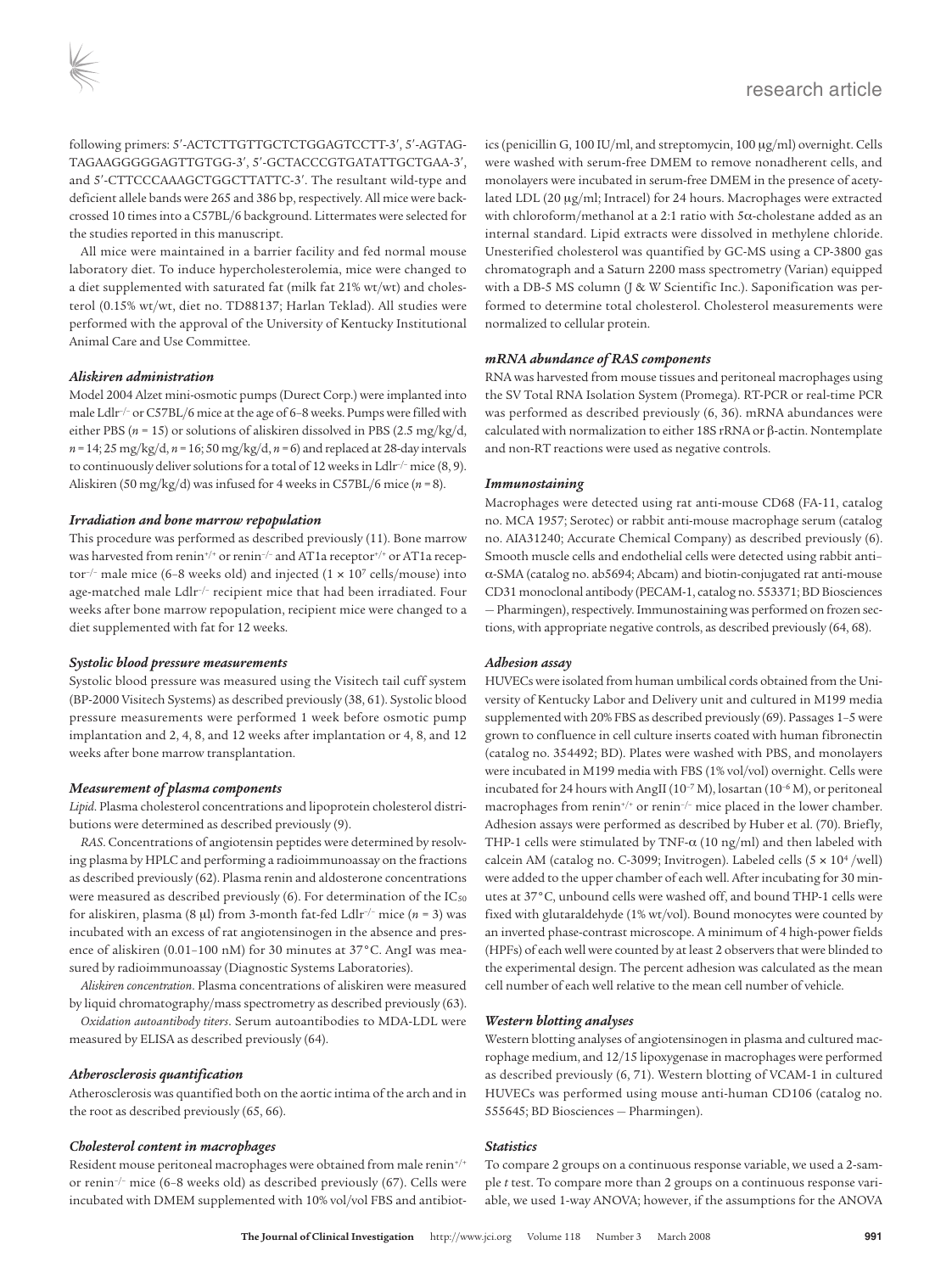following primers: 5′-ACTCTTGTTGCTCTGGAGTCCTT-3′, 5′-AGTAGTAGAAGGGGGAGTTGTGG-3′, 5′-GCTACCCGTGATATTGCTGAA-3′, and 5′-CTTCCCAAAGCTGGCTTATTC-3′. The resultant wild-type and deficient allele bands were 265 and 386 bp, respectively. All mice were backcrossed 10 times into a C57BL/6 background. Littermates were selected for the studies reported in this manuscript.

All mice were maintained in a barrier facility and fed normal mouse laboratory diet. To induce hypercholesterolemia, mice were changed to a diet supplemented with saturated fat (milk fat 21% wt/wt) and cholesterol (0.15% wt/wt, diet no. TD88137; Harlan Teklad). All studies were performed with the approval of the University of Kentucky Institutional Animal Care and Use Committee.

#### *Aliskiren administration*

Model 2004 Alzet mini-osmotic pumps (Durect Corp.) were implanted into male $Ldlr^{-/-}$ or C57BL/6 mice at the age of 6–8 weeks. Pumps were filled with either PBS ($n$ = 15) or solutions of aliskiren dissolved in PBS (2.5 mg/kg/d, $n$ = 14; 25 mg/kg/d, $n$ = 16; 50 mg/kg/d, $n$ = 6) and replaced at 28-day intervals to continuously deliver solutions for a total of 12 weeks in $Ldlr^{-/-}$ mice (8, 9). Aliskiren (50 mg/kg/d) was infused for 4 weeks in C57BL/6 mice ($n$ = 8).

#### *Irradiation and bone marrow repopulation*

This procedure was performed as described previously (11). Bone marrow was harvested from $renin^{+/+}$ or $renin^{-/-}$ and AT1a $receptor^{+/+}$ or AT1a $receptor^{-/-}$ male mice (6–8 weeks old) and injected ($1 \times 10^7$ cells/mouse) into age-matched male $Ldlr^{-/-}$ recipient mice that had been irradiated. Four weeks after bone marrow repopulation, recipient mice were changed to a diet supplemented with fat for 12 weeks.

#### *Systolic blood pressure measurements*

Systolic blood pressure was measured using the Visitech tail cuff system (BP-2000 Visitech Systems) as described previously (38, 61). Systolic blood pressure measurements were performed 1 week before osmotic pump implantation and 2, 4, 8, and 12 weeks after implantation or 4, 8, and 12 weeks after bone marrow transplantation.

#### *Measurement of plasma components*

*Lipid.* Plasma cholesterol concentrations and lipoprotein cholesterol distributions were determined as described previously (9).

*RAS.* Concentrations of angiotensin peptides were determined by resolving plasma by HPLC and performing a radioimmunoassay on the fractions as described previously (62). Plasma renin and aldosterone concentrations were measured as described previously (6). For determination of the $IC_{50}$ for aliskiren, plasma (8 μl) from 3-month fat-fed $Ldlr^{-/-}$ mice ($n$ = 3) was incubated with an excess of rat angiotensinogen in the absence and presence of aliskiren (0.01–100 nM) for 30 minutes at 37°C. AngI was measured by radioimmunoassay (Diagnostic Systems Laboratories).

*Aliskiren concentration.* Plasma concentrations of aliskiren were measured by liquid chromatography/mass spectrometry as described previously (63).

*Oxidation autoantibody titers.* Serum autoantibodies to MDA-LDL were measured by ELISA as described previously (64).

#### *Atherosclerosis quantification*

Atherosclerosis was quantified both on the aortic intima of the arch and in the root as described previously (65, 66).

#### *Cholesterol content in macrophages*

Resident mouse peritoneal macrophages were obtained from male $renin^{+/+}$ or $renin^{-/-}$ mice (6–8 weeks old) as described previously (67). Cells were incubated with DMEM supplemented with 10% vol/vol FBS and antibiotics (penicillin G, 100 IU/ml, and streptomycin, 100 μg/ml) overnight. Cells were washed with serum-free DMEM to remove nonadherent cells, and monolayers were incubated in serum-free DMEM in the presence of acetylated LDL (20 μg/ml; Intracel) for 24 hours. Macrophages were extracted with chloroform/methanol at a 2:1 ratio with 5α-cholestane added as an internal standard. Lipid extracts were dissolved in methylene chloride. Unesterified cholesterol was quantified by GC-MS using a CP-3800 gas chromatograph and a Saturn 2200 mass spectrometry (Varian) equipped with a DB-5 MS column (J & W Scientific Inc.). Saponification was performed to determine total cholesterol. Cholesterol measurements were normalized to cellular protein.

#### *mRNA abundance of RAS components*

RNA was harvested from mouse tissues and peritoneal macrophages using the SV Total RNA Isolation System (Promega). RT-PCR or real-time PCR was performed as described previously (6, 36). mRNA abundances were calculated with normalization to either 18S rRNA or β-actin. Nontemplate and non-RT reactions were used as negative controls.

#### *Immunostaining*

Macrophages were detected using rat anti-mouse CD68 (FA-11, catalog no. MCA 1957; Serotec) or rabbit anti-mouse macrophage serum (catalog no. AIA31240; Accurate Chemical Company) as described previously (6). Smooth muscle cells and endothelial cells were detected using rabbit anti–α-SMA (catalog no. ab5694; Abcam) and biotin-conjugated rat anti-mouse CD31 monoclonal antibody (PECAM-1, catalog no. 553371; BD Biosciences — Pharmingen), respectively. Immunostaining was performed on frozen sections, with appropriate negative controls, as described previously (64, 68).

#### *Adhesion assay*

HUVECs were isolated from human umbilical cords obtained from the University of Kentucky Labor and Delivery unit and cultured in M199 media supplemented with 20% FBS as described previously (69). Passages 1–5 were grown to confluence in cell culture inserts coated with human fibronectin (catalog no. 354492; BD). Plates were washed with PBS, and monolayers were incubated in M199 media with FBS (1% vol/vol) overnight. Cells were incubated for 24 hours with AngII ($10^{-7}$ M), losartan ($10^{-6}$ M), or peritoneal macrophages from $renin^{+/+}$ or $renin^{-/-}$ mice placed in the lower chamber. Adhesion assays were performed as described by Huber et al. (70). Briefly, THP-1 cells were stimulated by TNF-α (10 ng/ml) and then labeled with calcein AM (catalog no. C-3099; Invitrogen). Labeled cells ($5 \times 10^4$ /well) were added to the upper chamber of each well. After incubating for 30 minutes at 37°C, unbound cells were washed off, and bound THP-1 cells were fixed with glutaraldehyde (1% wt/vol). Bound monocytes were counted by an inverted phase-contrast microscope. A minimum of 4 high-power fields (HPFs) of each well were counted by at least 2 observers that were blinded to the experimental design. The percent adhesion was calculated as the mean cell number of each well relative to the mean cell number of vehicle.

#### *Western blotting analyses*

Western blotting analyses of angiotensinogen in plasma and cultured macrophage medium, and 12/15 lipoxygenase in macrophages were performed as described previously (6, 71). Western blotting of VCAM-1 in cultured HUVECs was performed using mouse anti-human CD106 (catalog no. 555645; BD Biosciences — Pharmingen).

#### *Statistics*

To compare 2 groups on a continuous response variable, we used a 2-sample $t$ test. To compare more than 2 groups on a continuous response variable, we used 1-way ANOVA; however, if the assumptions for the ANOVA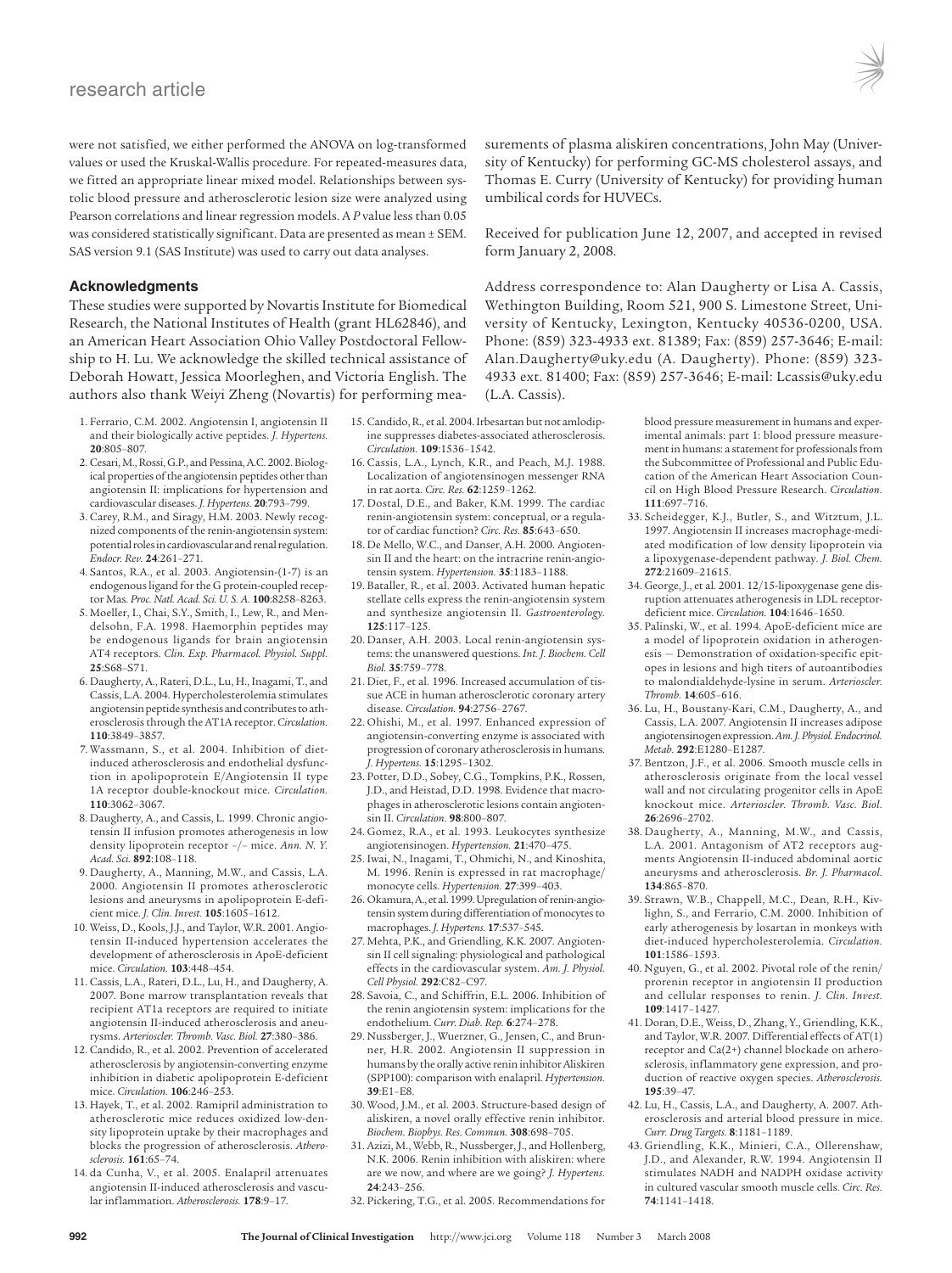were not satisfied, we either performed the ANOVA on log-transformed values or used the Kruskal-Wallis procedure. For repeated-measures data, we fitted an appropriate linear mixed model. Relationships between systolic blood pressure and atherosclerotic lesion size were analyzed using Pearson correlations and linear regression models. A *P* value less than 0.05 was considered statistically significant. Data are presented as mean ± SEM. SAS version 9.1 (SAS Institute) was used to carry out data analyses.

### Acknowledgments

These studies were supported by Novartis Institute for Biomedical Research, the National Institutes of Health (grant HL62846), and an American Heart Association Ohio Valley Postdoctoral Fellowship to H. Lu. We acknowledge the skilled technical assistance of Deborah Howatt, Jessica Moorleghen, and Victoria English. The authors also thank Weiyi Zheng (Novartis) for performing measurements of plasma aliskiren concentrations, John May (University of Kentucky) for performing GC-MS cholesterol assays, and Thomas E. Curry (University of Kentucky) for providing human umbilical cords for HUVECs.

Received for publication June 12, 2007, and accepted in revised form January 2, 2008.

Address correspondence to: Alan Daugherty or Lisa A. Cassis, Wethington Building, Room 521, 900 S. Limestone Street, University of Kentucky, Lexington, Kentucky 40536-0200, USA. Phone: (859) 323-4933 ext. 81389; Fax: (859) 257-3646; E-mail: Alan.Daugherty@uky.edu (A. Daugherty). Phone: (859) 323-4933 ext. 81400; Fax: (859) 257-3646; E-mail: Lcassis@uky.edu (L.A. Cassis).

1. Ferrario, C.M. 2002. Angiotensin I, angiotensin II and their biologically active peptides. *J. Hypertens.* **20**:805–807.
2. Cesari, M., Rossi, G.P., and Pessina, A.C. 2002. Biological properties of the angiotensin peptides other than angiotensin II: implications for hypertension and cardiovascular diseases. *J. Hypertens.* **20**:793–799.
3. Carey, R.M., and Siragy, H.M. 2003. Newly recognized components of the renin-angiotensin system: potential roles in cardiovascular and renal regulation. *Endocr. Rev.* **24**:261–271.
4. Santos, R.A., et al. 2003. Angiotensin-(1-7) is an endogenous ligand for the G protein-coupled receptor Mas. *Proc. Natl. Acad. Sci. U. S. A.* **100**:8258–8263.
5. Moeller, I., Chai, S.Y., Smith, I., Lew, R., and Mendelsohn, F.A. 1998. Haemorphin peptides may be endogenous ligands for brain angiotensin AT4 receptors. *Clin. Exp. Pharmacol. Physiol. Suppl.* **25**:S68–S71.
6. Daugherty, A., Rateri, D.L., Lu, H., Inagami, T., and Cassis, L.A. 2004. Hypercholesterolemia stimulates angiotensin peptide synthesis and contributes to atherosclerosis through the AT1A receptor. *Circulation.* **110**:3849–3857.
7. Wassmann, S., et al. 2004. Inhibition of diet-induced atherosclerosis and endothelial dysfunction in apolipoprotein E/Angiotensin II type 1A receptor double-knockout mice. *Circulation.* **110**:3062–3067.
8. Daugherty, A., and Cassis, L. 1999. Chronic angiotensin II infusion promotes atherogenesis in low density lipoprotein receptor –/– mice. *Ann. N. Y. Acad. Sci.* **892**:108–118.
9. Daugherty, A., Manning, M.W., and Cassis, L.A. 2000. Angiotensin II promotes atherosclerotic lesions and aneurysms in apolipoprotein E-deficient mice. *J. Clin. Invest.* **105**:1605–1612.
10. Weiss, D., Kools, J.J., and Taylor, W.R. 2001. Angiotensin II-induced hypertension accelerates the development of atherosclerosis in ApoE-deficient mice. *Circulation.* **103**:448–454.
11. Cassis, L.A., Rateri, D.L., Lu, H., and Daugherty, A. 2007. Bone marrow transplantation reveals that recipient AT1a receptors are required to initiate angiotensin II-induced atherosclerosis and aneurysms. *Arterioscler. Thromb. Vasc. Biol.* **27**:380–386.
12. Candido, R., et al. 2002. Prevention of accelerated atherosclerosis by angiotensin-converting enzyme inhibition in diabetic apolipoprotein E-deficient mice. *Circulation.* **106**:246–253.
13. Hayek, T., et al. 2002. Ramipril administration to atherosclerotic mice reduces oxidized low-density lipoprotein uptake by their macrophages and blocks the progression of atherosclerosis. *Atherosclerosis.* **161**:65–74.
14. da Cunha, V., et al. 2005. Enalapril attenuates angiotensin II-induced atherosclerosis and vascular inflammation. *Atherosclerosis.* **178**:9–17.
15. Candido, R., et al. 2004. Irbesartan but not amlodipine suppresses diabetes-associated atherosclerosis. *Circulation.* **109**:1536–1542.
16. Cassis, L.A., Lynch, K.R., and Peach, M.J. 1988. Localization of angiotensinogen messenger RNA in rat aorta. *Circ. Res.* **62**:1259–1262.
17. Dostal, D.E., and Baker, K.M. 1999. The cardiac renin-angiotensin system: conceptual, or a regulator of cardiac function? *Circ. Res.* **85**:643–650.
18. De Mello, W.C., and Danser, A.H. 2000. Angiotensin II and the heart: on the intracrine renin-angiotensin system. *Hypertension.* **35**:1183–1188.
19. Bataller, R., et al. 2003. Activated human hepatic stellate cells express the renin-angiotensin system and synthesize angiotensin II. *Gastroenterology.* **125**:117–125.
20. Danser, A.H. 2003. Local renin-angiotensin systems: the unanswered questions. *Int. J. Biochem. Cell Biol.* **35**:759–778.
21. Diet, F., et al. 1996. Increased accumulation of tissue ACE in human atherosclerotic coronary artery disease. *Circulation.* **94**:2756–2767.
22. Ohishi, M., et al. 1997. Enhanced expression of angiotensin-converting enzyme is associated with progression of coronary atherosclerosis in humans. *J. Hypertens.* **15**:1295–1302.
23. Potter, D.D., Sobey, C.G., Tompkins, P.K., Rossen, J.D., and Heistad, D.D. 1998. Evidence that macrophages in atherosclerotic lesions contain angiotensin II. *Circulation.* **98**:800–807.
24. Gomez, R.A., et al. 1993. Leukocytes synthesize angiotensinogen. *Hypertension.* **21**:470–475.
25. Iwai, N., Inagami, T., Ohmichi, N., and Kinoshita, M. 1996. Renin is expressed in rat macrophage/monocyte cells. *Hypertension.* **27**:399–403.
26. Okamura, A., et al. 1999. Upregulation of renin-angiotensin system during differentiation of monocytes to macrophages. *J. Hypertens.* **17**:537–545.
27. Mehta, P.K., and Griendling, K.K. 2007. Angiotensin II cell signaling: physiological and pathological effects in the cardiovascular system. *Am. J. Physiol. Cell Physiol.* **292**:C82–C97.
28. Savoia, C., and Schiffrin, E.L. 2006. Inhibition of the renin angiotensin system: implications for the endothelium. *Curr. Diab. Rep.* **6**:274–278.
29. Nussberger, J., Wuerzner, G., Jensen, C., and Brunner, H.R. 2002. Angiotensin II suppression in humans by the orally active renin inhibitor Aliskiren (SPP100): comparison with enalapril. *Hypertension.* **39**:E1–E8.
30. Wood, J.M., et al. 2003. Structure-based design of aliskiren, a novel orally effective renin inhibitor. *Biochem. Biophys. Res. Commun.* **308**:698–705.
31. Azizi, M., Webb, R., Nussberger, J., and Hollenberg, N.K. 2006. Renin inhibition with aliskiren: where are we now, and where are we going? *J. Hypertens.* **24**:243–256.
32. Pickering, T.G., et al. 2005. Recommendations for blood pressure measurement in humans and experimental animals: part 1: blood pressure measurement in humans: a statement for professionals from the Subcommittee of Professional and Public Education of the American Heart Association Council on High Blood Pressure Research. *Circulation.* **111**:697–716.
33. Scheidegger, K.J., Butler, S., and Witztum, J.L. 1997. Angiotensin II increases macrophage-mediated modification of low density lipoprotein via a lipoxygenase-dependent pathway. *J. Biol. Chem.* **272**:21609–21615.
34. George, J., et al. 2001. 12/15-lipoxygenase gene disruption attenuates atherogenesis in LDL receptor-deficient mice. *Circulation.* **104**:1646–1650.
35. Palinski, W., et al. 1994. ApoE-deficient mice are a model of lipoprotein oxidation in atherogenesis — Demonstration of oxidation-specific epitopes in lesions and high titers of autoantibodies to malondialdehyde-lysine in serum. *Arterioscler. Thromb.* **14**:605–616.
36. Lu, H., Boustany-Kari, C.M., Daugherty, A., and Cassis, L.A. 2007. Angiotensin II increases adipose angiotensinogen expression. *Am. J. Physiol. Endocrinol. Metab.* **292**:E1280–E1287.
37. Bentzon, J.F., et al. 2006. Smooth muscle cells in atherosclerosis originate from the local vessel wall and not circulating progenitor cells in ApoE knockout mice. *Arterioscler. Thromb. Vasc. Biol.* **26**:2696–2702.
38. Daugherty, A., Manning, M.W., and Cassis, L.A. 2001. Antagonism of AT2 receptors augments Angiotensin II-induced abdominal aortic aneurysms and atherosclerosis. *Br. J. Pharmacol.* **134**:865–870.
39. Strawn, W.B., Chappell, M.C., Dean, R.H., Kivlighn, S., and Ferrario, C.M. 2000. Inhibition of early atherogenesis by losartan in monkeys with diet-induced hypercholesterolemia. *Circulation.* **101**:1586–1593.
40. Nguyen, G., et al. 2002. Pivotal role of the renin/prorenin receptor in angiotensin II production and cellular responses to renin. *J. Clin. Invest.* **109**:1417–1427.
41. Doran, D.E., Weiss, D., Zhang, Y., Griendling, K.K., and Taylor, W.R. 2007. Differential effects of AT(1) receptor and Ca(2+) channel blockade on atherosclerosis, inflammatory gene expression, and production of reactive oxygen species. *Atherosclerosis.* **195**:39–47.
42. Lu, H., Cassis, L.A., and Daugherty, A. 2007. Atherosclerosis and arterial blood pressure in mice. *Curr. Drug Targets.* **8**:1181–1189.
43. Griendling, K.K., Minieri, C.A., Ollerenshaw, J.D., and Alexander, R.W. 1994. Angiotensin II stimulates NADH and NADPH oxidase activity in cultured vascular smooth muscle cells. *Circ. Res.* **74**:1141–1418.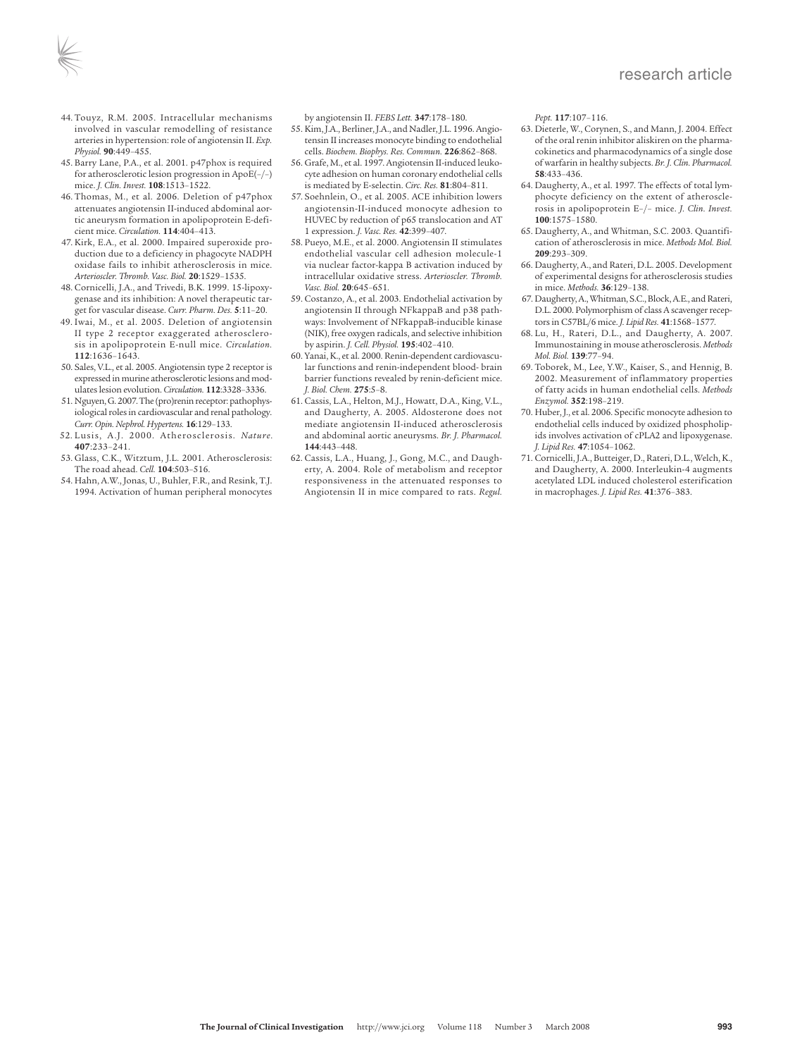44. Touyz, R.M. 2005. Intracellular mechanisms involved in vascular remodelling of resistance arteries in hypertension: role of angiotensin II. *Exp. Physiol.* **90**:449–455.
45. Barry Lane, P.A., et al. 2001. p47phox is required for atherosclerotic lesion progression in ApoE(–/–) mice. *J. Clin. Invest.* **108**:1513–1522.
46. Thomas, M., et al. 2006. Deletion of p47phox attenuates angiotensin II-induced abdominal aortic aneurysm formation in apolipoprotein E-deficient mice. *Circulation.* **114**:404–413.
47. Kirk, E.A., et al. 2000. Impaired superoxide production due to a deficiency in phagocyte NADPH oxidase fails to inhibit atherosclerosis in mice. *Arterioscler. Thromb. Vasc. Biol.* **20**:1529–1535.
48. Cornicelli, J.A., and Trivedi, B.K. 1999. 15-lipoxygenase and its inhibition: A novel therapeutic target for vascular disease. *Curr. Pharm. Des.* **5**:11–20.
49. Iwai, M., et al. 2005. Deletion of angiotensin II type 2 receptor exaggerated atherosclerosis in apolipoprotein E-null mice. *Circulation.* **112**:1636–1643.
50. Sales, V.L., et al. 2005. Angiotensin type 2 receptor is expressed in murine atherosclerotic lesions and modulates lesion evolution. *Circulation.* **112**:3328–3336.
51. Nguyen, G. 2007. The (pro)renin receptor: pathophysiological roles in cardiovascular and renal pathology. *Curr. Opin. Nephrol. Hypertens.* **16**:129–133.
52. Lusis, A.J. 2000. Atherosclerosis. *Nature.* **407**:233–241.
53. Glass, C.K., Witztum, J.L. 2001. Atherosclerosis: The road ahead. *Cell.* **104**:503–516.
54. Hahn, A.W., Jonas, U., Buhler, F.R., and Resink, T.J. 1994. Activation of human peripheral monocytes by angiotensin II. *FEBS Lett.* **347**:178–180.
55. Kim, J.A., Berliner, J.A., and Nadler, J.L. 1996. Angiotensin II increases monocyte binding to endothelial cells. *Biochem. Biophys. Res. Commun.* **226**:862–868.
56. Grafe, M., et al. 1997. Angiotensin II-induced leukocyte adhesion on human coronary endothelial cells is mediated by E-selectin. *Circ. Res.* **81**:804–811.
57. Soehnlein, O., et al. 2005. ACE inhibition lowers angiotensin-II-induced monocyte adhesion to HUVEC by reduction of p65 translocation and AT 1 expression. *J. Vasc. Res.* **42**:399–407.
58. Pueyo, M.E., et al. 2000. Angiotensin II stimulates endothelial vascular cell adhesion molecule-1 via nuclear factor-kappa B activation induced by intracellular oxidative stress. *Arterioscler. Thromb. Vasc. Biol.* **20**:645–651.
59. Costanzo, A., et al. 2003. Endothelial activation by angiotensin II through NFkappaB and p38 pathways: Involvement of NFkappaB-inducible kinase (NIK), free oxygen radicals, and selective inhibition by aspirin. *J. Cell. Physiol.* **195**:402–410.
60. Yanai, K., et al. 2000. Renin-dependent cardiovascular functions and renin-independent blood- brain barrier functions revealed by renin-deficient mice. *J. Biol. Chem.* **275**:5–8.
61. Cassis, L.A., Helton, M.J., Howatt, D.A., King, V.L., and Daugherty, A. 2005. Aldosterone does not mediate angiotensin II-induced atherosclerosis and abdominal aortic aneurysms. *Br. J. Pharmacol.* **144**:443–448.
62. Cassis, L.A., Huang, J., Gong, M.C., and Daugherty, A. 2004. Role of metabolism and receptor responsiveness in the attenuated responses to Angiotensin II in mice compared to rats. *Regul. Pept.* **117**:107–116.
63. Dieterle, W., Corynen, S., and Mann, J. 2004. Effect of the oral renin inhibitor aliskiren on the pharmacokinetics and pharmacodynamics of a single dose of warfarin in healthy subjects. *Br. J. Clin. Pharmacol.* **58**:433–436.
64. Daugherty, A., et al. 1997. The effects of total lymphocyte deficiency on the extent of atherosclerosis in apolipoprotein E–/– mice. *J. Clin. Invest.* **100**:1575–1580.
65. Daugherty, A., and Whitman, S.C. 2003. Quantification of atherosclerosis in mice. *Methods Mol. Biol.* **209**:293–309.
66. Daugherty, A., and Rateri, D.L. 2005. Development of experimental designs for atherosclerosis studies in mice. *Methods.* **36**:129–138.
67. Daugherty, A., Whitman, S.C., Block, A.E., and Rateri, D.L. 2000. Polymorphism of class A scavenger receptors in C57BL/6 mice. *J. Lipid Res.* **41**:1568–1577.
68. Lu, H., Rateri, D.L., and Daugherty, A. 2007. Immunostaining in mouse atherosclerosis. *Methods Mol. Biol.* **139**:77–94.
69. Toborek, M., Lee, Y.W., Kaiser, S., and Hennig, B. 2002. Measurement of inflammatory properties of fatty acids in human endothelial cells. *Methods Enzymol.* **352**:198–219.
70. Huber, J., et al. 2006. Specific monocyte adhesion to endothelial cells induced by oxidized phospholipids involves activation of cPLA2 and lipoxygenase. *J. Lipid Res.* **47**:1054–1062.
71. Cornicelli, J.A., Butteiger, D., Rateri, D.L., Welch, K., and Daugherty, A. 2000. Interleukin-4 augments acetylated LDL induced cholesterol esterification in macrophages. *J. Lipid Res.* **41**:376–383.